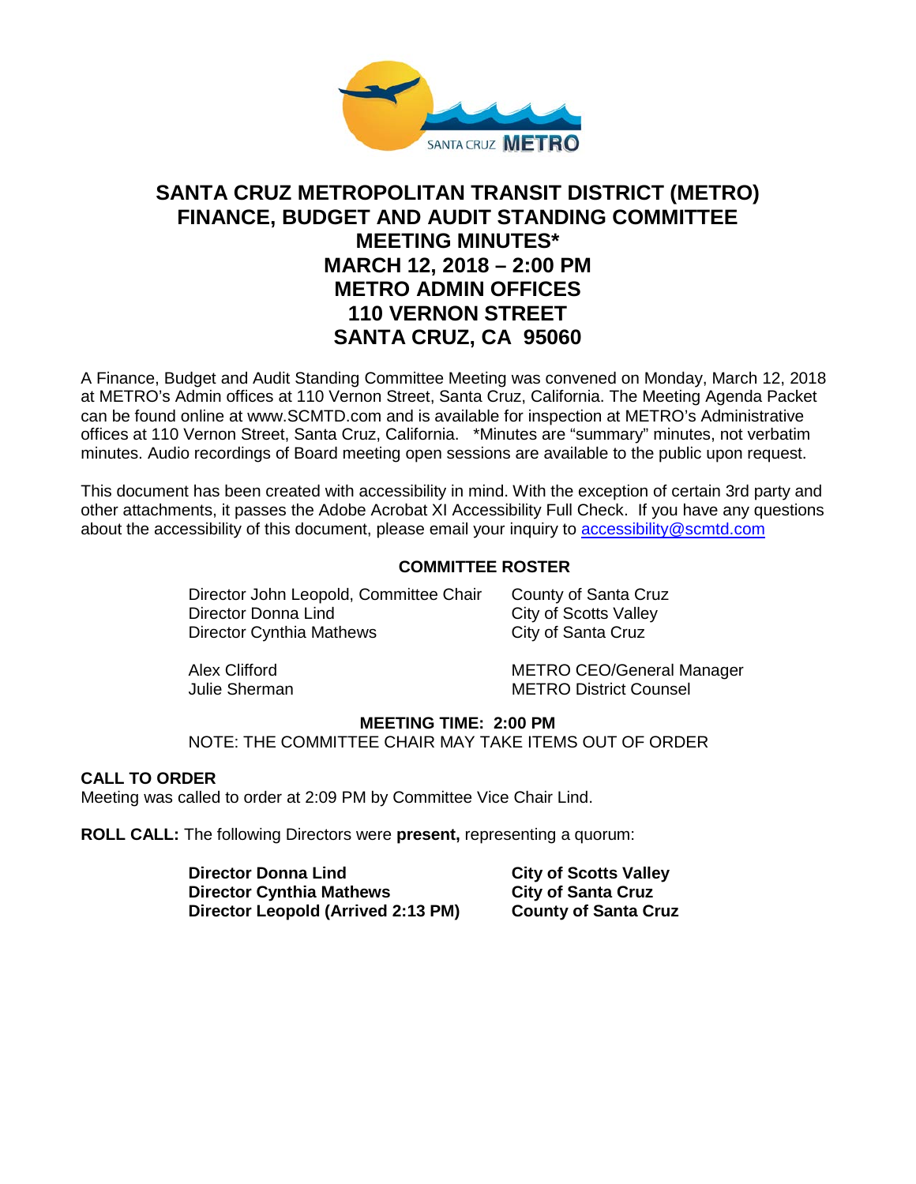# SANTA CRUZ METROPOLITAN TRANSIT DISTRICT (METRO)
# FINANCE, BUDGET AND AUDIT STANDING COMMITTEE
# MEETING MINUTES*
# MARCH 12, 2018 – 2:00 PM
# METRO ADMIN OFFICES
# 110 VERNON STREET
# SANTA CRUZ, CA 95060

A Finance, Budget and Audit Standing Committee Meeting was convened on Monday, March 12, 2018 at METRO's Admin offices at 110 Vernon Street, Santa Cruz, California. The Meeting Agenda Packet can be found online at www.SCMTD.com and is available for inspection at METRO's Administrative offices at 110 Vernon Street, Santa Cruz, California. *Minutes are "summary" minutes, not verbatim minutes. Audio recordings of Board meeting open sessions are available to the public upon request.

This document has been created with accessibility in mind. With the exception of certain 3rd party and other attachments, it passes the Adobe Acrobat XI Accessibility Full Check. If you have any questions about the accessibility of this document, please email your inquiry to [accessibility@scmtd.com](mailto:accessibility@scmtd.com)

**COMMITTEE ROSTER**

| | |
|---|---|
| Director John Leopold, Committee Chair | County of Santa Cruz |
| Director Donna Lind | City of Scotts Valley |
| Director Cynthia Mathews | City of Santa Cruz |
| Alex Clifford | METRO CEO/General Manager |
| Julie Sherman | METRO District Counsel |

**MEETING TIME: 2:00 PM**

NOTE: THE COMMITTEE CHAIR MAY TAKE ITEMS OUT OF ORDER

**CALL TO ORDER**

Meeting was called to order at 2:09 PM by Committee Vice Chair Lind.

**ROLL CALL:** The following Directors were **present,** representing a quorum:

| | |
|---|---|
| **Director Donna Lind** | **City of Scotts Valley** |
| **Director Cynthia Mathews** | **City of Santa Cruz** |
| **Director Leopold (Arrived 2:13 PM)** | **County of Santa Cruz** |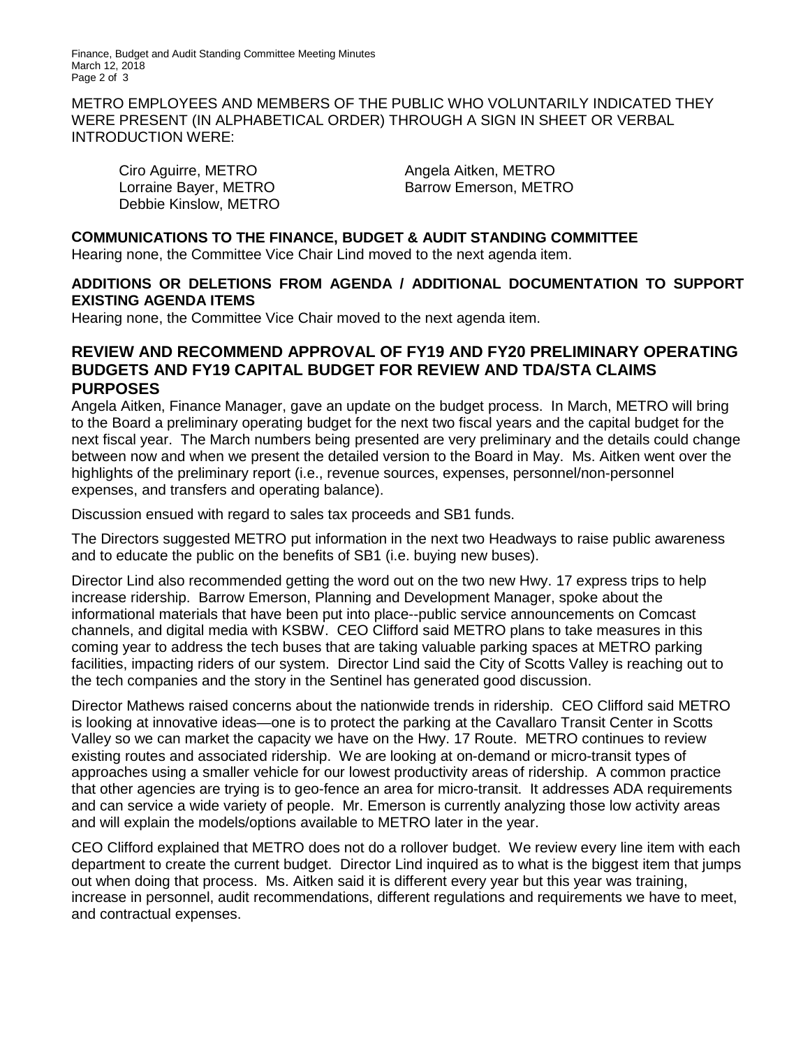METRO EMPLOYEES AND MEMBERS OF THE PUBLIC WHO VOLUNTARILY INDICATED THEY WERE PRESENT (IN ALPHABETICAL ORDER) THROUGH A SIGN IN SHEET OR VERBAL INTRODUCTION WERE:

Ciro Aguirre, METRO
Angela Aitken, METRO
Lorraine Bayer, METRO
Barrow Emerson, METRO
Debbie Kinslow, METRO

**COMMUNICATIONS TO THE FINANCE, BUDGET & AUDIT STANDING COMMITTEE**

Hearing none, the Committee Vice Chair Lind moved to the next agenda item.

**ADDITIONS OR DELETIONS FROM AGENDA / ADDITIONAL DOCUMENTATION TO SUPPORT EXISTING AGENDA ITEMS**

Hearing none, the Committee Vice Chair moved to the next agenda item.

## REVIEW AND RECOMMEND APPROVAL OF FY19 AND FY20 PRELIMINARY OPERATING BUDGETS AND FY19 CAPITAL BUDGET FOR REVIEW AND TDA/STA CLAIMS PURPOSES

Angela Aitken, Finance Manager, gave an update on the budget process. In March, METRO will bring to the Board a preliminary operating budget for the next two fiscal years and the capital budget for the next fiscal year. The March numbers being presented are very preliminary and the details could change between now and when we present the detailed version to the Board in May. Ms. Aitken went over the highlights of the preliminary report (i.e., revenue sources, expenses, personnel/non-personnel expenses, and transfers and operating balance).

Discussion ensued with regard to sales tax proceeds and SB1 funds.

The Directors suggested METRO put information in the next two Headways to raise public awareness and to educate the public on the benefits of SB1 (i.e. buying new buses).

Director Lind also recommended getting the word out on the two new Hwy. 17 express trips to help increase ridership. Barrow Emerson, Planning and Development Manager, spoke about the informational materials that have been put into place--public service announcements on Comcast channels, and digital media with KSBW. CEO Clifford said METRO plans to take measures in this coming year to address the tech buses that are taking valuable parking spaces at METRO parking facilities, impacting riders of our system. Director Lind said the City of Scotts Valley is reaching out to the tech companies and the story in the Sentinel has generated good discussion.

Director Mathews raised concerns about the nationwide trends in ridership. CEO Clifford said METRO is looking at innovative ideas—one is to protect the parking at the Cavallaro Transit Center in Scotts Valley so we can market the capacity we have on the Hwy. 17 Route. METRO continues to review existing routes and associated ridership. We are looking at on-demand or micro-transit types of approaches using a smaller vehicle for our lowest productivity areas of ridership. A common practice that other agencies are trying is to geo-fence an area for micro-transit. It addresses ADA requirements and can service a wide variety of people. Mr. Emerson is currently analyzing those low activity areas and will explain the models/options available to METRO later in the year.

CEO Clifford explained that METRO does not do a rollover budget. We review every line item with each department to create the current budget. Director Lind inquired as to what is the biggest item that jumps out when doing that process. Ms. Aitken said it is different every year but this year was training, increase in personnel, audit recommendations, different regulations and requirements we have to meet, and contractual expenses.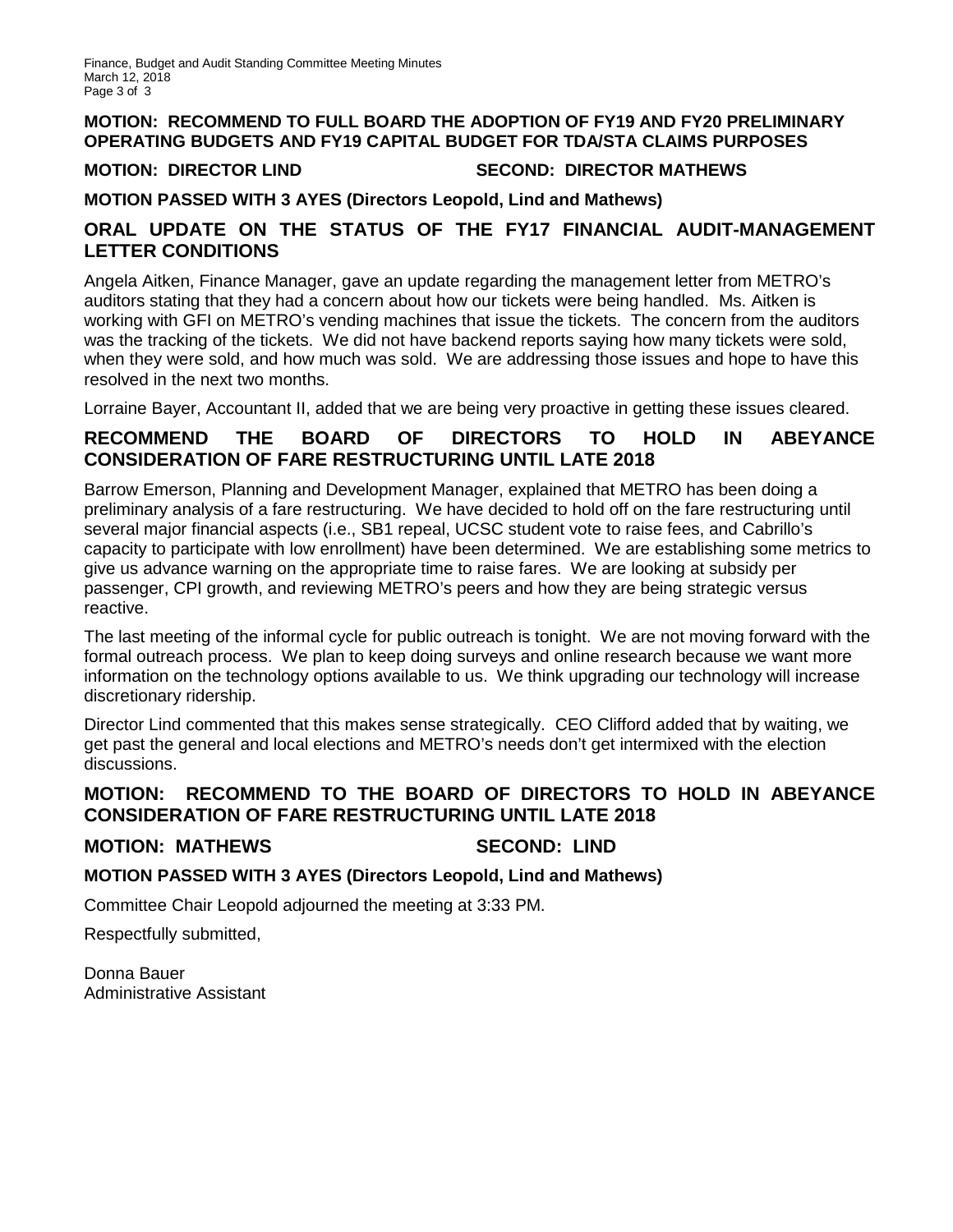**MOTION: RECOMMEND TO FULL BOARD THE ADOPTION OF FY19 AND FY20 PRELIMINARY OPERATING BUDGETS AND FY19 CAPITAL BUDGET FOR TDA/STA CLAIMS PURPOSES**

**MOTION: DIRECTOR LIND SECOND: DIRECTOR MATHEWS**

**MOTION PASSED WITH 3 AYES (Directors Leopold, Lind and Mathews)**

## ORAL UPDATE ON THE STATUS OF THE FY17 FINANCIAL AUDIT-MANAGEMENT LETTER CONDITIONS

Angela Aitken, Finance Manager, gave an update regarding the management letter from METRO's auditors stating that they had a concern about how our tickets were being handled. Ms. Aitken is working with GFI on METRO's vending machines that issue the tickets. The concern from the auditors was the tracking of the tickets. We did not have backend reports saying how many tickets were sold, when they were sold, and how much was sold. We are addressing those issues and hope to have this resolved in the next two months.

Lorraine Bayer, Accountant II, added that we are being very proactive in getting these issues cleared.

## RECOMMEND THE BOARD OF DIRECTORS TO HOLD IN ABEYANCE CONSIDERATION OF FARE RESTRUCTURING UNTIL LATE 2018

Barrow Emerson, Planning and Development Manager, explained that METRO has been doing a preliminary analysis of a fare restructuring. We have decided to hold off on the fare restructuring until several major financial aspects (i.e., SB1 repeal, UCSC student vote to raise fees, and Cabrillo's capacity to participate with low enrollment) have been determined. We are establishing some metrics to give us advance warning on the appropriate time to raise fares. We are looking at subsidy per passenger, CPI growth, and reviewing METRO's peers and how they are being strategic versus reactive.

The last meeting of the informal cycle for public outreach is tonight. We are not moving forward with the formal outreach process. We plan to keep doing surveys and online research because we want more information on the technology options available to us. We think upgrading our technology will increase discretionary ridership.

Director Lind commented that this makes sense strategically. CEO Clifford added that by waiting, we get past the general and local elections and METRO's needs don't get intermixed with the election discussions.

## MOTION: RECOMMEND TO THE BOARD OF DIRECTORS TO HOLD IN ABEYANCE CONSIDERATION OF FARE RESTRUCTURING UNTIL LATE 2018

**MOTION: MATHEWS SECOND: LIND**

**MOTION PASSED WITH 3 AYES (Directors Leopold, Lind and Mathews)**

Committee Chair Leopold adjourned the meeting at 3:33 PM.

Respectfully submitted,

Donna Bauer
Administrative Assistant